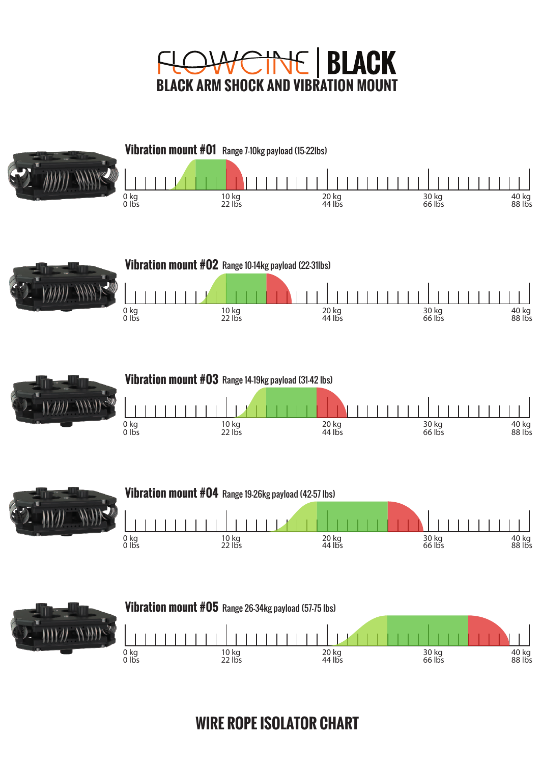# FLOWCINE | BLACK

## BLACK ARM SHOCK AND VIBRATION MOUNT

### Vibration mount #01
Range 7-10kg payload (15-22lbs)

0 kg 0 lbs | 10 kg 22 lbs | 20 kg 44 lbs | 30 kg 66 lbs | 40 kg 88 lbs

### Vibration mount #02
Range 10-14kg payload (22-31lbs)

0 kg 0 lbs | 10 kg 22 lbs | 20 kg 44 lbs | 30 kg 66 lbs | 40 kg 88 lbs

### Vibration mount #03
Range 14-19kg payload (31-42 lbs)

0 kg 0 lbs | 10 kg 22 lbs | 20 kg 44 lbs | 30 kg 66 lbs | 40 kg 88 lbs

### Vibration mount #04
Range 19-26kg payload (42-57 lbs)

0 kg 0 lbs | 10 kg 22 lbs | 20 kg 44 lbs | 30 kg 66 lbs | 40 kg 88 lbs

### Vibration mount #05
Range 26-34kg payload (57-75 lbs)

0 kg 0 lbs | 10 kg 22 lbs | 20 kg 44 lbs | 30 kg 66 lbs | 40 kg 88 lbs

## WIRE ROPE ISOLATOR CHART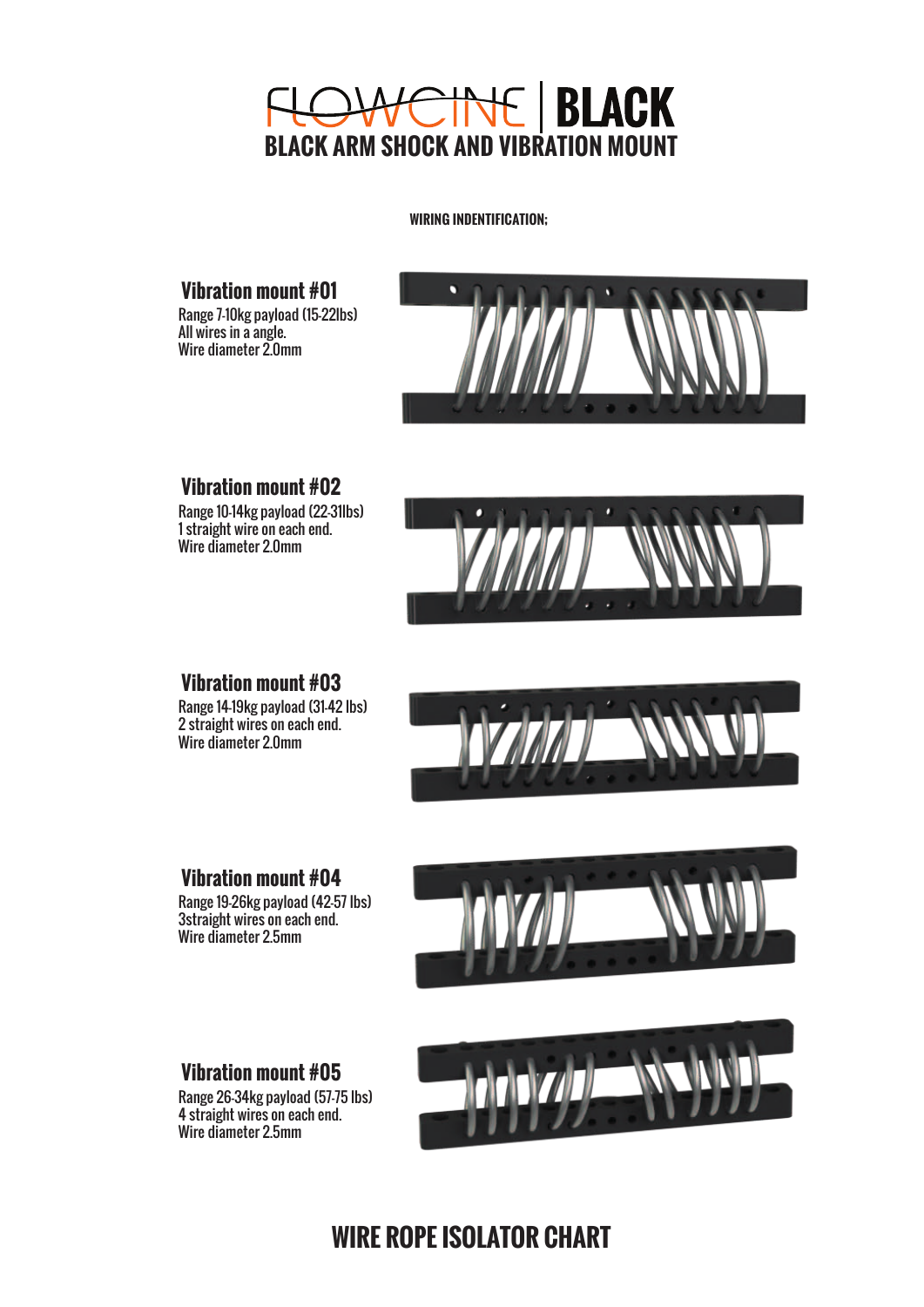# FLOWCINE | BLACK

## BLACK ARM SHOCK AND VIBRATION MOUNT

**WIRING INDENTIFICATION;**

### Vibration mount #01

Range 7-10kg payload (15-22lbs)
All wires in a angle.
Wire diameter 2.0mm

### Vibration mount #02

Range 10-14kg payload (22-31lbs)
1 straight wire on each end.
Wire diameter 2.0mm

### Vibration mount #03

Range 14-19kg payload (31-42 lbs)
2 straight wires on each end.
Wire diameter 2.0mm

### Vibration mount #04

Range 19-26kg payload (42-57 lbs)
3straight wires on each end.
Wire diameter 2.5mm

### Vibration mount #05

Range 26-34kg payload (57-75 lbs)
4 straight wires on each end.
Wire diameter 2.5mm

## WIRE ROPE ISOLATOR CHART